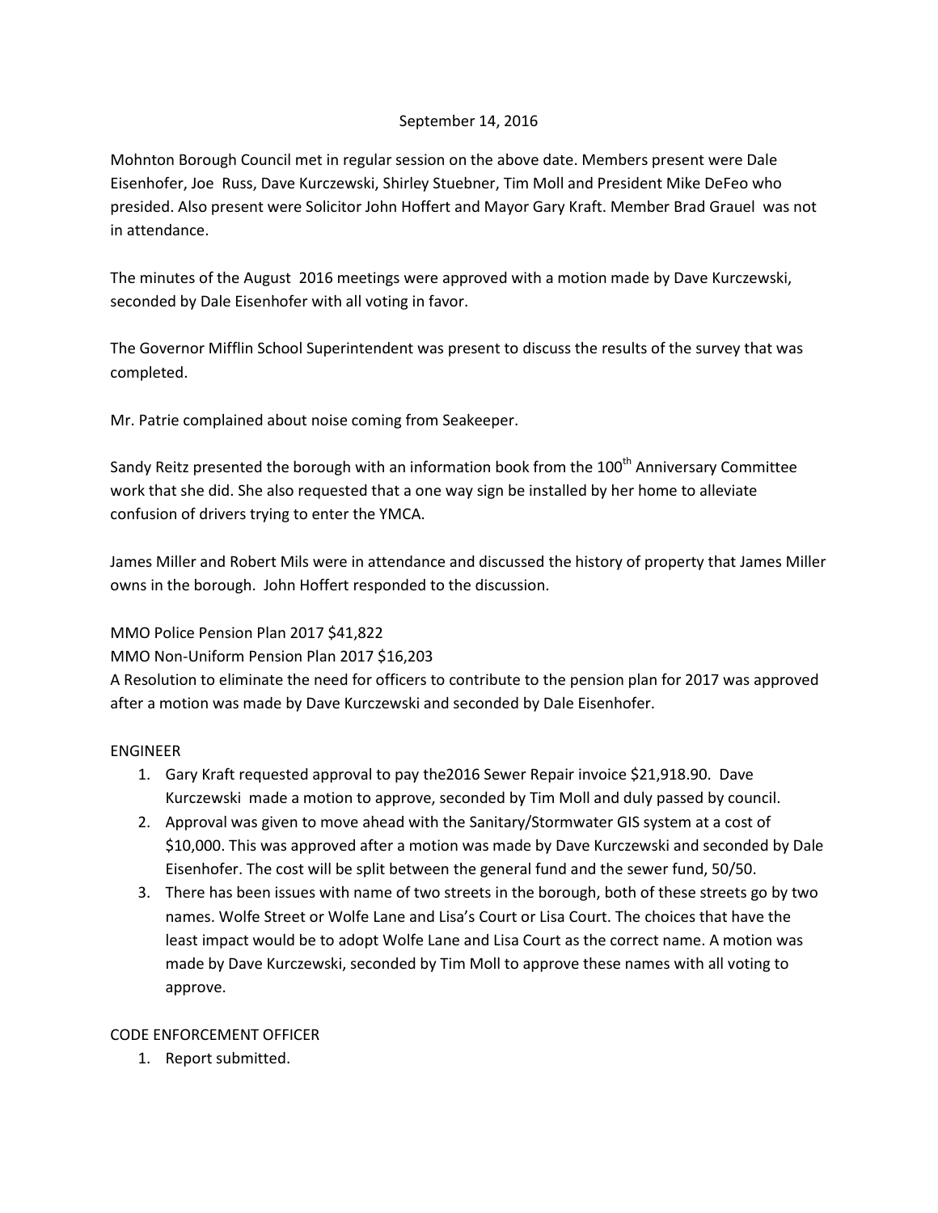September 14, 2016

Mohnton Borough Council met in regular session on the above date. Members present were Dale Eisenhofer, Joe Russ, Dave Kurczewski, Shirley Stuebner, Tim Moll and President Mike DeFeo who presided. Also present were Solicitor John Hoffert and Mayor Gary Kraft. Member Brad Grauel was not in attendance.

The minutes of the August 2016 meetings were approved with a motion made by Dave Kurczewski, seconded by Dale Eisenhofer with all voting in favor.

The Governor Mifflin School Superintendent was present to discuss the results of the survey that was completed.

Mr. Patrie complained about noise coming from Seakeeper.

Sandy Reitz presented the borough with an information book from the 100th Anniversary Committee work that she did. She also requested that a one way sign be installed by her home to alleviate confusion of drivers trying to enter the YMCA.

James Miller and Robert Mils were in attendance and discussed the history of property that James Miller owns in the borough. John Hoffert responded to the discussion.

MMO Police Pension Plan 2017 $41,822
MMO Non-Uniform Pension Plan 2017 $16,203
A Resolution to eliminate the need for officers to contribute to the pension plan for 2017 was approved after a motion was made by Dave Kurczewski and seconded by Dale Eisenhofer.

ENGINEER

1. Gary Kraft requested approval to pay the2016 Sewer Repair invoice $21,918.90. Dave Kurczewski made a motion to approve, seconded by Tim Moll and duly passed by council.
2. Approval was given to move ahead with the Sanitary/Stormwater GIS system at a cost of $10,000. This was approved after a motion was made by Dave Kurczewski and seconded by Dale Eisenhofer. The cost will be split between the general fund and the sewer fund, 50/50.
3. There has been issues with name of two streets in the borough, both of these streets go by two names. Wolfe Street or Wolfe Lane and Lisa's Court or Lisa Court. The choices that have the least impact would be to adopt Wolfe Lane and Lisa Court as the correct name. A motion was made by Dave Kurczewski, seconded by Tim Moll to approve these names with all voting to approve.

CODE ENFORCEMENT OFFICER

1. Report submitted.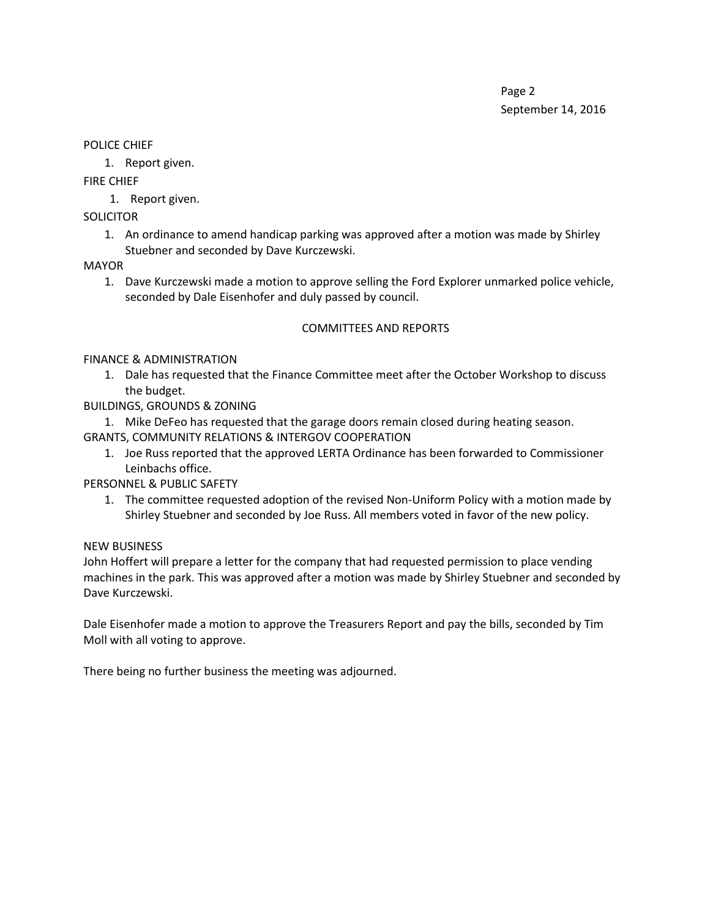POLICE CHIEF

1. Report given.

FIRE CHIEF

1. Report given.

SOLICITOR

1. An ordinance to amend handicap parking was approved after a motion was made by Shirley Stuebner and seconded by Dave Kurczewski.

MAYOR

1. Dave Kurczewski made a motion to approve selling the Ford Explorer unmarked police vehicle, seconded by Dale Eisenhofer and duly passed by council.

COMMITTEES AND REPORTS

FINANCE & ADMINISTRATION

1. Dale has requested that the Finance Committee meet after the October Workshop to discuss the budget.

BUILDINGS, GROUNDS & ZONING

1. Mike DeFeo has requested that the garage doors remain closed during heating season.

GRANTS, COMMUNITY RELATIONS & INTERGOV COOPERATION

1. Joe Russ reported that the approved LERTA Ordinance has been forwarded to Commissioner Leinbachs office.

PERSONNEL & PUBLIC SAFETY

1. The committee requested adoption of the revised Non-Uniform Policy with a motion made by Shirley Stuebner and seconded by Joe Russ. All members voted in favor of the new policy.

NEW BUSINESS

John Hoffert will prepare a letter for the company that had requested permission to place vending machines in the park. This was approved after a motion was made by Shirley Stuebner and seconded by Dave Kurczewski.

Dale Eisenhofer made a motion to approve the Treasurers Report and pay the bills, seconded by Tim Moll with all voting to approve.

There being no further business the meeting was adjourned.